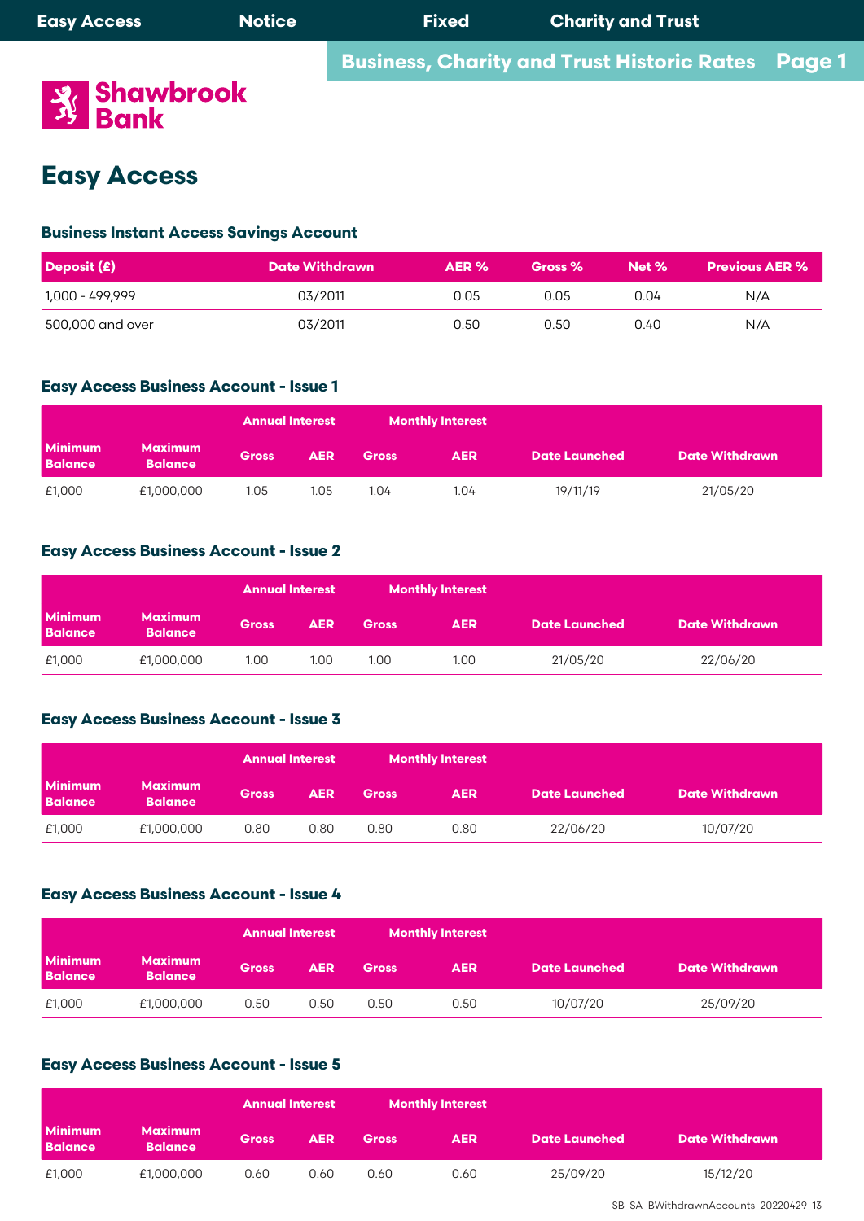Easy Access | Notice | Fixed | Charity and Trust

## Business, Charity and Trust Historic Rates

Shawbrook Bank

# Easy Access

### Business Instant Access Savings Account

| Deposit (£) | Date Withdrawn | AER % | Gross % | Net % | Previous AER % |
|---|---|---|---|---|---|
| 1,000 - 499,999 | 03/2011 | 0.05 | 0.05 | 0.04 | N/A |
| 500,000 and over | 03/2011 | 0.50 | 0.50 | 0.40 | N/A |

### Easy Access Business Account - Issue 1

| | | Annual Interest | | Monthly Interest | | | |
|---|---|---|---|---|---|---|---|
| Minimum Balance | Maximum Balance | Gross | AER | Gross | AER | Date Launched | Date Withdrawn |
| £1,000 | £1,000,000 | 1.05 | 1.05 | 1.04 | 1.04 | 19/11/19 | 21/05/20 |

### Easy Access Business Account - Issue 2

| | | Annual Interest | | Monthly Interest | | | |
|---|---|---|---|---|---|---|---|
| Minimum Balance | Maximum Balance | Gross | AER | Gross | AER | Date Launched | Date Withdrawn |
| £1,000 | £1,000,000 | 1.00 | 1.00 | 1.00 | 1.00 | 21/05/20 | 22/06/20 |

### Easy Access Business Account - Issue 3

| | | Annual Interest | | Monthly Interest | | | |
|---|---|---|---|---|---|---|---|
| Minimum Balance | Maximum Balance | Gross | AER | Gross | AER | Date Launched | Date Withdrawn |
| £1,000 | £1,000,000 | 0.80 | 0.80 | 0.80 | 0.80 | 22/06/20 | 10/07/20 |

### Easy Access Business Account - Issue 4

| | | Annual Interest | | Monthly Interest | | | |
|---|---|---|---|---|---|---|---|
| Minimum Balance | Maximum Balance | Gross | AER | Gross | AER | Date Launched | Date Withdrawn |
| £1,000 | £1,000,000 | 0.50 | 0.50 | 0.50 | 0.50 | 10/07/20 | 25/09/20 |

### Easy Access Business Account - Issue 5

| | | Annual Interest | | Monthly Interest | | | |
|---|---|---|---|---|---|---|---|
| Minimum Balance | Maximum Balance | Gross | AER | Gross | AER | Date Launched | Date Withdrawn |
| £1,000 | £1,000,000 | 0.60 | 0.60 | 0.60 | 0.60 | 25/09/20 | 15/12/20 |

SB_SA_BWithdrawnAccounts_20220429_13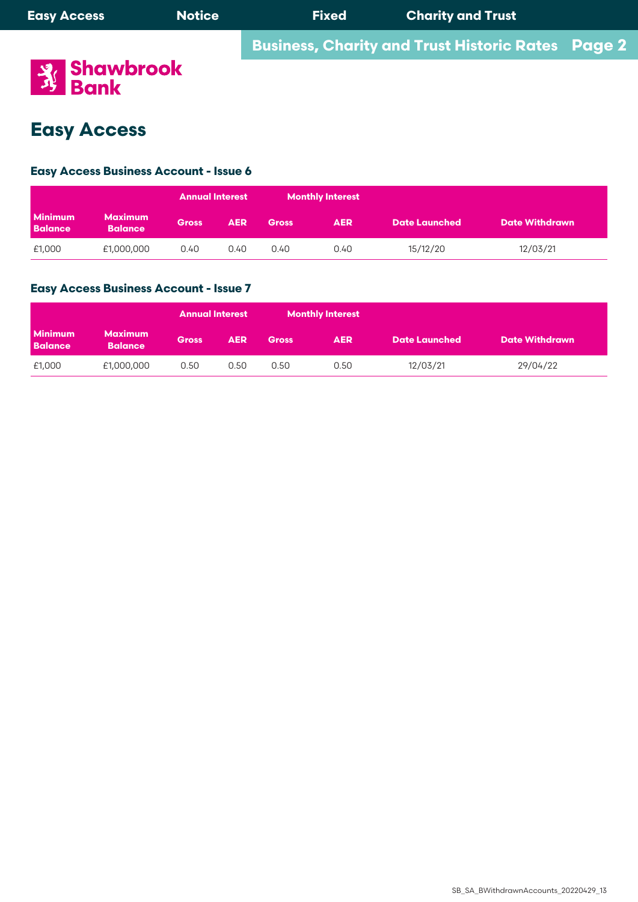# Easy Access

### Easy Access Business Account - Issue 6

| | | Annual Interest | | Monthly Interest | | | |
|---|---|---|---|---|---|---|---|
| Minimum Balance | Maximum Balance | Gross | AER | Gross | AER | Date Launched | Date Withdrawn |
| £1,000 | £1,000,000 | 0.40 | 0.40 | 0.40 | 0.40 | 15/12/20 | 12/03/21 |

### Easy Access Business Account - Issue 7

| | | Annual Interest | | Monthly Interest | | | |
|---|---|---|---|---|---|---|---|
| Minimum Balance | Maximum Balance | Gross | AER | Gross | AER | Date Launched | Date Withdrawn |
| £1,000 | £1,000,000 | 0.50 | 0.50 | 0.50 | 0.50 | 12/03/21 | 29/04/22 |

SB_SA_BWithdrawnAccounts_20220429_13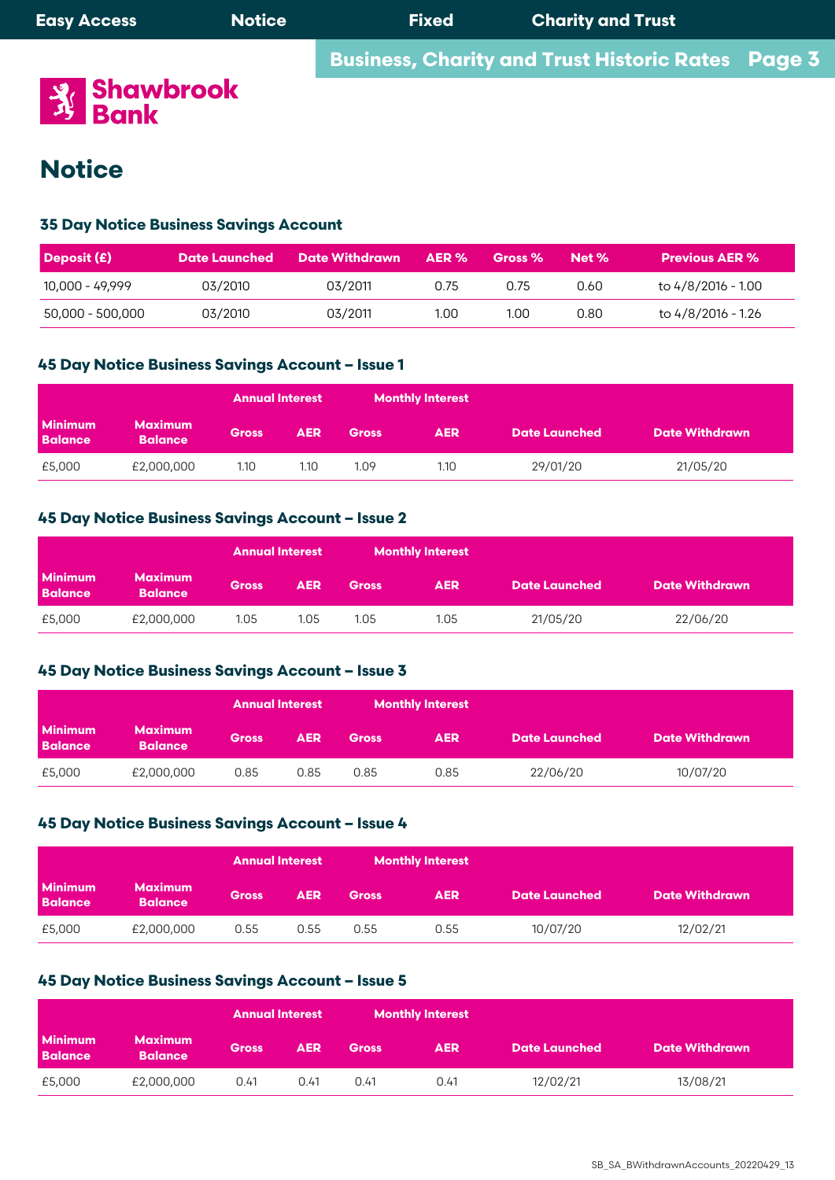# Notice

### 35 Day Notice Business Savings Account

| Deposit (£) | Date Launched | Date Withdrawn | AER % | Gross % | Net % | Previous AER % |
|---|---|---|---|---|---|---|
| 10,000 - 49,999 | 03/2010 | 03/2011 | 0.75 | 0.75 | 0.60 | to 4/8/2016 - 1.00 |
| 50,000 - 500,000 | 03/2010 | 03/2011 | 1.00 | 1.00 | 0.80 | to 4/8/2016 - 1.26 |

### 45 Day Notice Business Savings Account – Issue 1

| | | Annual Interest | | Monthly Interest | | | |
|---|---|---|---|---|---|---|---|
| Minimum Balance | Maximum Balance | Gross | AER | Gross | AER | Date Launched | Date Withdrawn |
| £5,000 | £2,000,000 | 1.10 | 1.10 | 1.09 | 1.10 | 29/01/20 | 21/05/20 |

### 45 Day Notice Business Savings Account – Issue 2

| | | Annual Interest | | Monthly Interest | | | |
|---|---|---|---|---|---|---|---|
| Minimum Balance | Maximum Balance | Gross | AER | Gross | AER | Date Launched | Date Withdrawn |
| £5,000 | £2,000,000 | 1.05 | 1.05 | 1.05 | 1.05 | 21/05/20 | 22/06/20 |

### 45 Day Notice Business Savings Account – Issue 3

| | | Annual Interest | | Monthly Interest | | | |
|---|---|---|---|---|---|---|---|
| Minimum Balance | Maximum Balance | Gross | AER | Gross | AER | Date Launched | Date Withdrawn |
| £5,000 | £2,000,000 | 0.85 | 0.85 | 0.85 | 0.85 | 22/06/20 | 10/07/20 |

### 45 Day Notice Business Savings Account – Issue 4

| | | Annual Interest | | Monthly Interest | | | |
|---|---|---|---|---|---|---|---|
| Minimum Balance | Maximum Balance | Gross | AER | Gross | AER | Date Launched | Date Withdrawn |
| £5,000 | £2,000,000 | 0.55 | 0.55 | 0.55 | 0.55 | 10/07/20 | 12/02/21 |

### 45 Day Notice Business Savings Account – Issue 5

| | | Annual Interest | | Monthly Interest | | | |
|---|---|---|---|---|---|---|---|
| Minimum Balance | Maximum Balance | Gross | AER | Gross | AER | Date Launched | Date Withdrawn |
| £5,000 | £2,000,000 | 0.41 | 0.41 | 0.41 | 0.41 | 12/02/21 | 13/08/21 |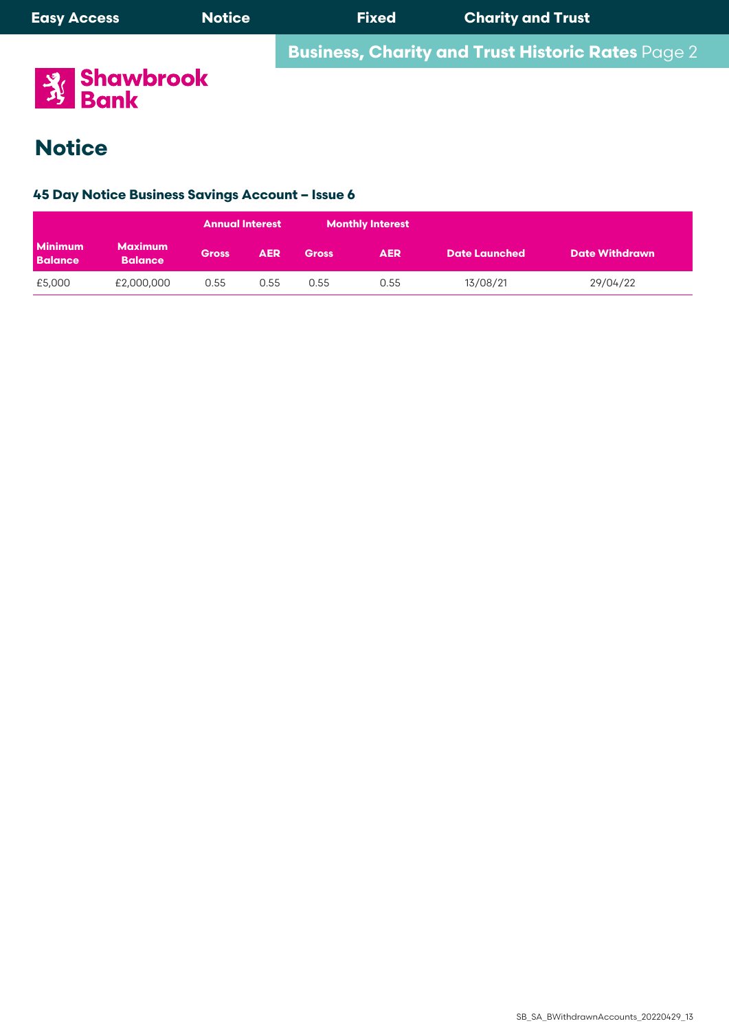# Notice

### 45 Day Notice Business Savings Account – Issue 6

| | | Annual Interest | | Monthly Interest | | | |
|---|---|---|---|---|---|---|---|
| Minimum Balance | Maximum Balance | Gross | AER | Gross | AER | Date Launched | Date Withdrawn |
| £5,000 | £2,000,000 | 0.55 | 0.55 | 0.55 | 0.55 | 13/08/21 | 29/04/22 |

SB_SA_BWithdrawnAccounts_20220429_13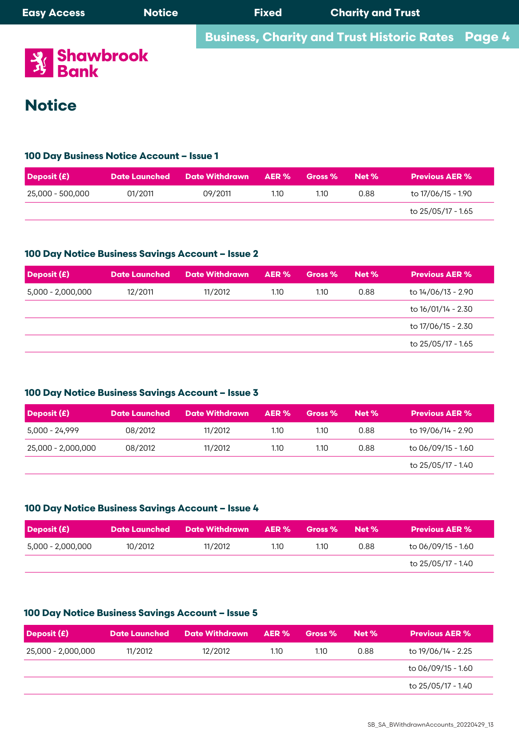# Notice

### 100 Day Business Notice Account – Issue 1

| Deposit (£) | Date Launched | Date Withdrawn | AER % | Gross % | Net % | Previous AER % |
|---|---|---|---|---|---|---|
| 25,000 - 500,000 | 01/2011 | 09/2011 | 1.10 | 1.10 | 0.88 | to 17/06/15 - 1.90 |
| | | | | | | to 25/05/17 - 1.65 |

### 100 Day Notice Business Savings Account – Issue 2

| Deposit (£) | Date Launched | Date Withdrawn | AER % | Gross % | Net % | Previous AER % |
|---|---|---|---|---|---|---|
| 5,000 - 2,000,000 | 12/2011 | 11/2012 | 1.10 | 1.10 | 0.88 | to 14/06/13 - 2.90 |
| | | | | | | to 16/01/14 - 2.30 |
| | | | | | | to 17/06/15 - 2.30 |
| | | | | | | to 25/05/17 - 1.65 |

### 100 Day Notice Business Savings Account – Issue 3

| Deposit (£) | Date Launched | Date Withdrawn | AER % | Gross % | Net % | Previous AER % |
|---|---|---|---|---|---|---|
| 5,000 - 24,999 | 08/2012 | 11/2012 | 1.10 | 1.10 | 0.88 | to 19/06/14 - 2.90 |
| 25,000 - 2,000,000 | 08/2012 | 11/2012 | 1.10 | 1.10 | 0.88 | to 06/09/15 - 1.60 |
| | | | | | | to 25/05/17 - 1.40 |

### 100 Day Notice Business Savings Account – Issue 4

| Deposit (£) | Date Launched | Date Withdrawn | AER % | Gross % | Net % | Previous AER % |
|---|---|---|---|---|---|---|
| 5,000 - 2,000,000 | 10/2012 | 11/2012 | 1.10 | 1.10 | 0.88 | to 06/09/15 - 1.60 |
| | | | | | | to 25/05/17 - 1.40 |

### 100 Day Notice Business Savings Account – Issue 5

| Deposit (£) | Date Launched | Date Withdrawn | AER % | Gross % | Net % | Previous AER % |
|---|---|---|---|---|---|---|
| 25,000 - 2,000,000 | 11/2012 | 12/2012 | 1.10 | 1.10 | 0.88 | to 19/06/14 - 2.25 |
| | | | | | | to 06/09/15 - 1.60 |
| | | | | | | to 25/05/17 - 1.40 |

SB_SA_BWithdrawnAccounts_20220429_13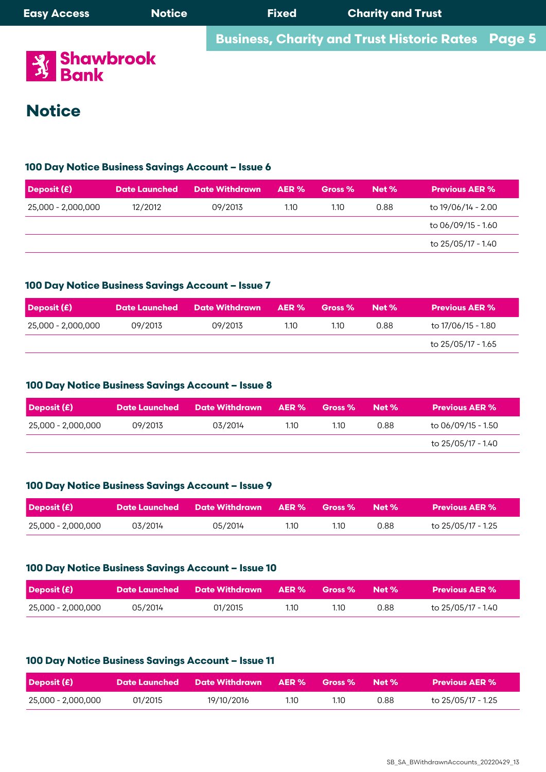# Notice

### 100 Day Notice Business Savings Account – Issue 6

| Deposit (£) | Date Launched | Date Withdrawn | AER % | Gross % | Net % | Previous AER % |
|---|---|---|---|---|---|---|
| 25,000 - 2,000,000 | 12/2012 | 09/2013 | 1.10 | 1.10 | 0.88 | to 19/06/14 - 2.00 |
| | | | | | | to 06/09/15 - 1.60 |
| | | | | | | to 25/05/17 - 1.40 |

### 100 Day Notice Business Savings Account – Issue 7

| Deposit (£) | Date Launched | Date Withdrawn | AER % | Gross % | Net % | Previous AER % |
|---|---|---|---|---|---|---|
| 25,000 - 2,000,000 | 09/2013 | 09/2013 | 1.10 | 1.10 | 0.88 | to 17/06/15 - 1.80 |
| | | | | | | to 25/05/17 - 1.65 |

### 100 Day Notice Business Savings Account – Issue 8

| Deposit (£) | Date Launched | Date Withdrawn | AER % | Gross % | Net % | Previous AER % |
|---|---|---|---|---|---|---|
| 25,000 - 2,000,000 | 09/2013 | 03/2014 | 1.10 | 1.10 | 0.88 | to 06/09/15 - 1.50 |
| | | | | | | to 25/05/17 - 1.40 |

### 100 Day Notice Business Savings Account – Issue 9

| Deposit (£) | Date Launched | Date Withdrawn | AER % | Gross % | Net % | Previous AER % |
|---|---|---|---|---|---|---|
| 25,000 - 2,000,000 | 03/2014 | 05/2014 | 1.10 | 1.10 | 0.88 | to 25/05/17 - 1.25 |

### 100 Day Notice Business Savings Account – Issue 10

| Deposit (£) | Date Launched | Date Withdrawn | AER % | Gross % | Net % | Previous AER % |
|---|---|---|---|---|---|---|
| 25,000 - 2,000,000 | 05/2014 | 01/2015 | 1.10 | 1.10 | 0.88 | to 25/05/17 - 1.40 |

### 100 Day Notice Business Savings Account – Issue 11

| Deposit (£) | Date Launched | Date Withdrawn | AER % | Gross % | Net % | Previous AER % |
|---|---|---|---|---|---|---|
| 25,000 - 2,000,000 | 01/2015 | 19/10/2016 | 1.10 | 1.10 | 0.88 | to 25/05/17 - 1.25 |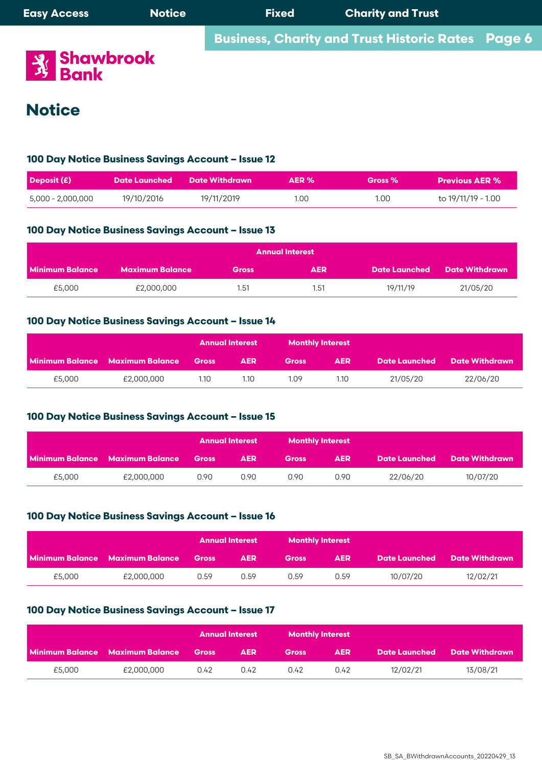# Notice

### 100 Day Notice Business Savings Account – Issue 12

| Deposit (£) | Date Launched | Date Withdrawn | AER % | Gross % | Previous AER % |
|---|---|---|---|---|---|
| 5,000 - 2,000,000 | 19/10/2016 | 19/11/2019 | 1.00 | 1.00 | to 19/11/19 - 1.00 |

### 100 Day Notice Business Savings Account – Issue 13

| | | Annual Interest | | | |
|---|---|---|---|---|---|
| Minimum Balance | Maximum Balance | Gross | AER | Date Launched | Date Withdrawn |
| £5,000 | £2,000,000 | 1.51 | 1.51 | 19/11/19 | 21/05/20 |

### 100 Day Notice Business Savings Account – Issue 14

| | | Annual Interest | | Monthly Interest | | | |
|---|---|---|---|---|---|---|---|
| Minimum Balance | Maximum Balance | Gross | AER | Gross | AER | Date Launched | Date Withdrawn |
| £5,000 | £2,000,000 | 1.10 | 1.10 | 1.09 | 1.10 | 21/05/20 | 22/06/20 |

### 100 Day Notice Business Savings Account – Issue 15

| | | Annual Interest | | Monthly Interest | | | |
|---|---|---|---|---|---|---|---|
| Minimum Balance | Maximum Balance | Gross | AER | Gross | AER | Date Launched | Date Withdrawn |
| £5,000 | £2,000,000 | 0.90 | 0.90 | 0.90 | 0.90 | 22/06/20 | 10/07/20 |

### 100 Day Notice Business Savings Account – Issue 16

| | | Annual Interest | | Monthly Interest | | | |
|---|---|---|---|---|---|---|---|
| Minimum Balance | Maximum Balance | Gross | AER | Gross | AER | Date Launched | Date Withdrawn |
| £5,000 | £2,000,000 | 0.59 | 0.59 | 0.59 | 0.59 | 10/07/20 | 12/02/21 |

### 100 Day Notice Business Savings Account – Issue 17

| | | Annual Interest | | Monthly Interest | | | |
|---|---|---|---|---|---|---|---|
| Minimum Balance | Maximum Balance | Gross | AER | Gross | AER | Date Launched | Date Withdrawn |
| £5,000 | £2,000,000 | 0.42 | 0.42 | 0.42 | 0.42 | 12/02/21 | 13/08/21 |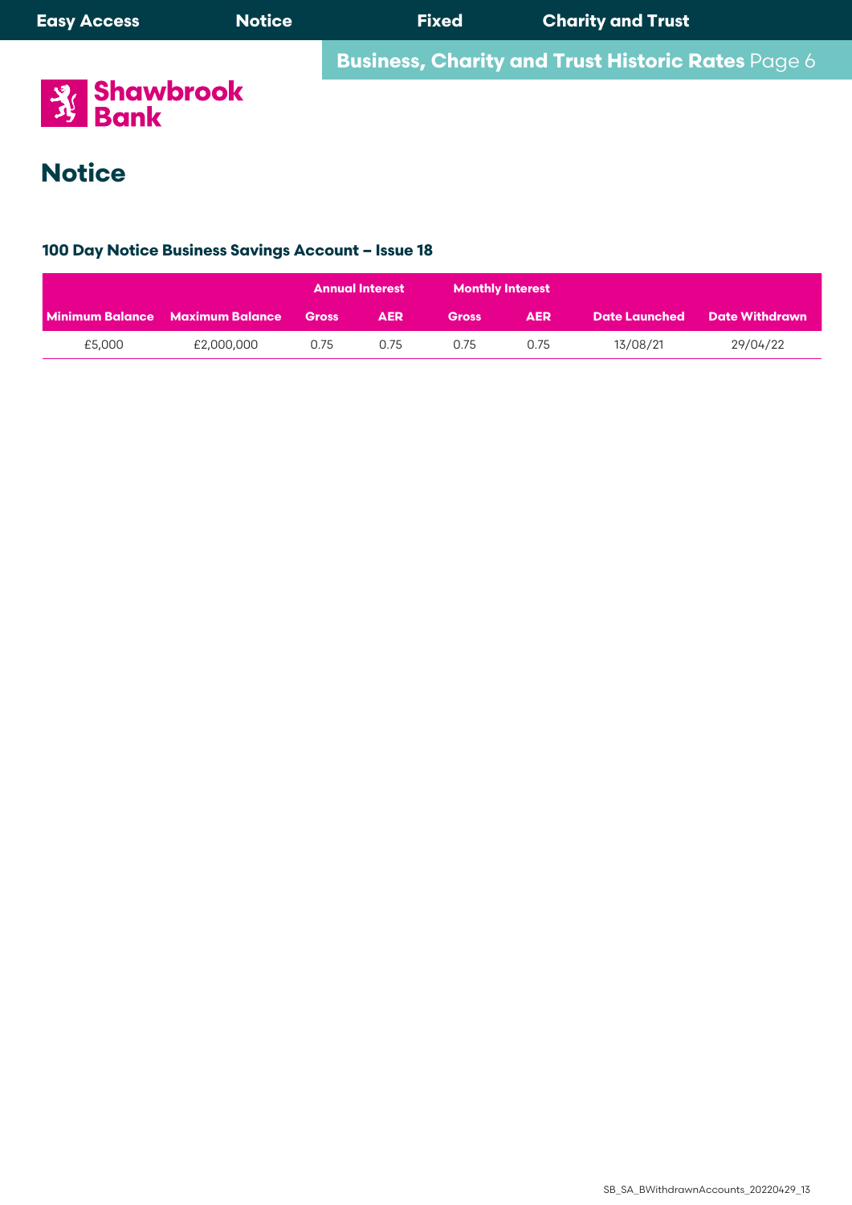# Notice

### 100 Day Notice Business Savings Account – Issue 18

| | | Annual Interest | | Monthly Interest | | | |
|---|---|---|---|---|---|---|---|
| Minimum Balance | Maximum Balance | Gross | AER | Gross | AER | Date Launched | Date Withdrawn |
| £5,000 | £2,000,000 | 0.75 | 0.75 | 0.75 | 0.75 | 13/08/21 | 29/04/22 |

SB_SA_BWithdrawnAccounts_20220429_13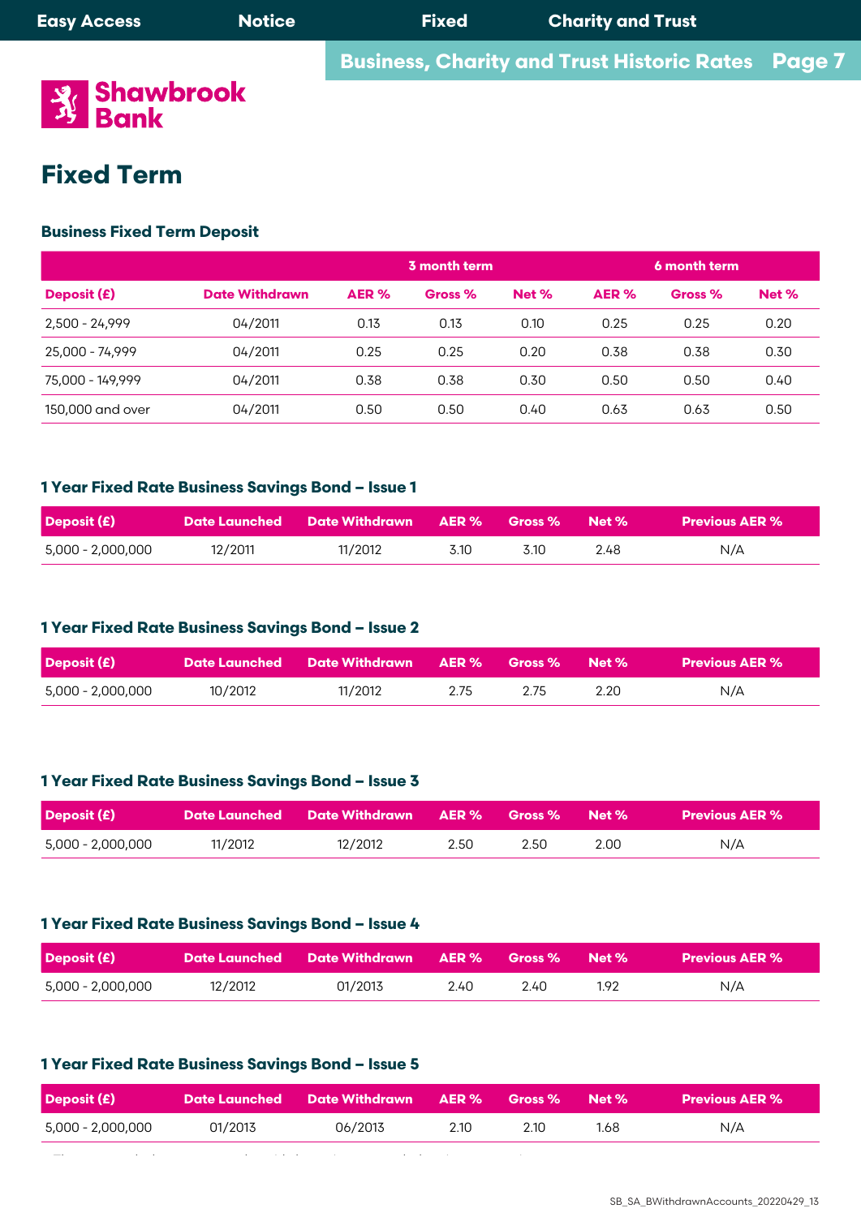# Fixed Term

### Business Fixed Term Deposit

| | | 3 month term | | | 6 month term | | |
|---|---|---|---|---|---|---|---|
| Deposit (£) | Date Withdrawn | AER % | Gross % | Net % | AER % | Gross % | Net % |
| 2,500 - 24,999 | 04/2011 | 0.13 | 0.13 | 0.10 | 0.25 | 0.25 | 0.20 |
| 25,000 - 74,999 | 04/2011 | 0.25 | 0.25 | 0.20 | 0.38 | 0.38 | 0.30 |
| 75,000 - 149,999 | 04/2011 | 0.38 | 0.38 | 0.30 | 0.50 | 0.50 | 0.40 |
| 150,000 and over | 04/2011 | 0.50 | 0.50 | 0.40 | 0.63 | 0.63 | 0.50 |

### 1 Year Fixed Rate Business Savings Bond – Issue 1

| Deposit (£) | Date Launched | Date Withdrawn | AER % | Gross % | Net % | Previous AER % |
|---|---|---|---|---|---|---|
| 5,000 - 2,000,000 | 12/2011 | 11/2012 | 3.10 | 3.10 | 2.48 | N/A |

### 1 Year Fixed Rate Business Savings Bond – Issue 2

| Deposit (£) | Date Launched | Date Withdrawn | AER % | Gross % | Net % | Previous AER % |
|---|---|---|---|---|---|---|
| 5,000 - 2,000,000 | 10/2012 | 11/2012 | 2.75 | 2.75 | 2.20 | N/A |

### 1 Year Fixed Rate Business Savings Bond – Issue 3

| Deposit (£) | Date Launched | Date Withdrawn | AER % | Gross % | Net % | Previous AER % |
|---|---|---|---|---|---|---|
| 5,000 - 2,000,000 | 11/2012 | 12/2012 | 2.50 | 2.50 | 2.00 | N/A |

### 1 Year Fixed Rate Business Savings Bond – Issue 4

| Deposit (£) | Date Launched | Date Withdrawn | AER % | Gross % | Net % | Previous AER % |
|---|---|---|---|---|---|---|
| 5,000 - 2,000,000 | 12/2012 | 01/2013 | 2.40 | 2.40 | 1.92 | N/A |

### 1 Year Fixed Rate Business Savings Bond – Issue 5

| Deposit (£) | Date Launched | Date Withdrawn | AER % | Gross % | Net % | Previous AER % |
|---|---|---|---|---|---|---|
| 5,000 - 2,000,000 | 01/2013 | 06/2013 | 2.10 | 2.10 | 1.68 | N/A |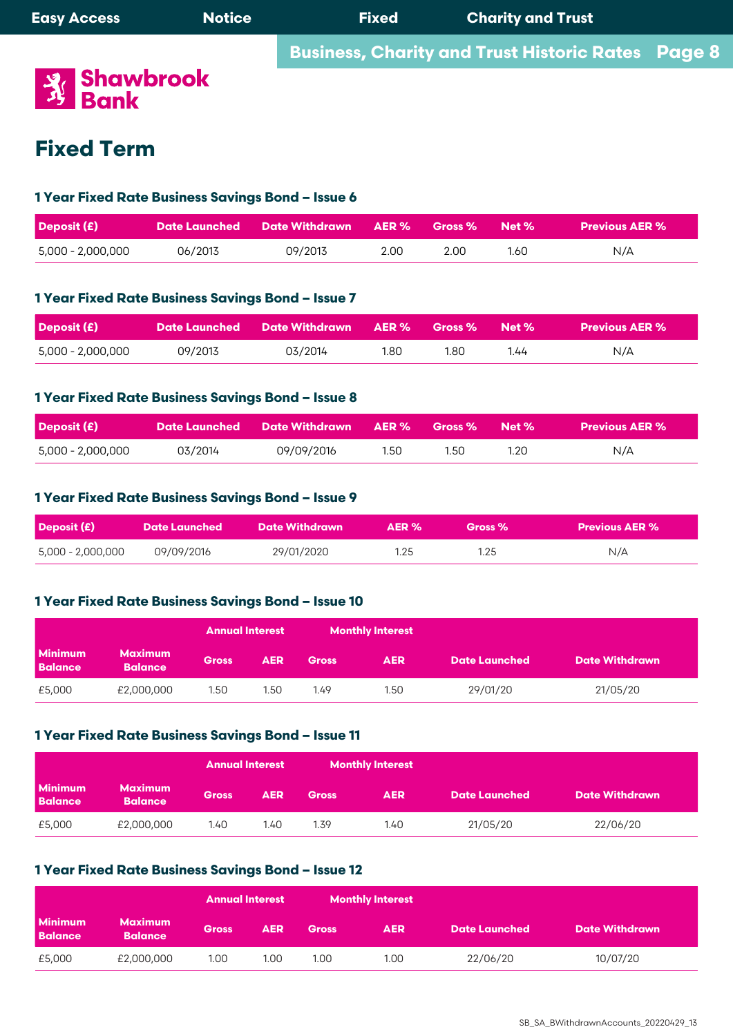# Fixed Term

### 1 Year Fixed Rate Business Savings Bond – Issue 6

| Deposit (£) | Date Launched | Date Withdrawn | AER % | Gross % | Net % | Previous AER % |
|---|---|---|---|---|---|---|
| 5,000 - 2,000,000 | 06/2013 | 09/2013 | 2.00 | 2.00 | 1.60 | N/A |

### 1 Year Fixed Rate Business Savings Bond – Issue 7

| Deposit (£) | Date Launched | Date Withdrawn | AER % | Gross % | Net % | Previous AER % |
|---|---|---|---|---|---|---|
| 5,000 - 2,000,000 | 09/2013 | 03/2014 | 1.80 | 1.80 | 1.44 | N/A |

### 1 Year Fixed Rate Business Savings Bond – Issue 8

| Deposit (£) | Date Launched | Date Withdrawn | AER % | Gross % | Net % | Previous AER % |
|---|---|---|---|---|---|---|
| 5,000 - 2,000,000 | 03/2014 | 09/09/2016 | 1.50 | 1.50 | 1.20 | N/A |

### 1 Year Fixed Rate Business Savings Bond – Issue 9

| Deposit (£) | Date Launched | Date Withdrawn | AER % | Gross % | Previous AER % |
|---|---|---|---|---|---|
| 5,000 - 2,000,000 | 09/09/2016 | 29/01/2020 | 1.25 | 1.25 | N/A |

### 1 Year Fixed Rate Business Savings Bond – Issue 10

| | | Annual Interest | | Monthly Interest | | | |
|---|---|---|---|---|---|---|---|
| Minimum Balance | Maximum Balance | Gross | AER | Gross | AER | Date Launched | Date Withdrawn |
| £5,000 | £2,000,000 | 1.50 | 1.50 | 1.49 | 1.50 | 29/01/20 | 21/05/20 |

### 1 Year Fixed Rate Business Savings Bond – Issue 11

| | | Annual Interest | | Monthly Interest | | | |
|---|---|---|---|---|---|---|---|
| Minimum Balance | Maximum Balance | Gross | AER | Gross | AER | Date Launched | Date Withdrawn |
| £5,000 | £2,000,000 | 1.40 | 1.40 | 1.39 | 1.40 | 21/05/20 | 22/06/20 |

### 1 Year Fixed Rate Business Savings Bond – Issue 12

| | | Annual Interest | | Monthly Interest | | | |
|---|---|---|---|---|---|---|---|
| Minimum Balance | Maximum Balance | Gross | AER | Gross | AER | Date Launched | Date Withdrawn |
| £5,000 | £2,000,000 | 1.00 | 1.00 | 1.00 | 1.00 | 22/06/20 | 10/07/20 |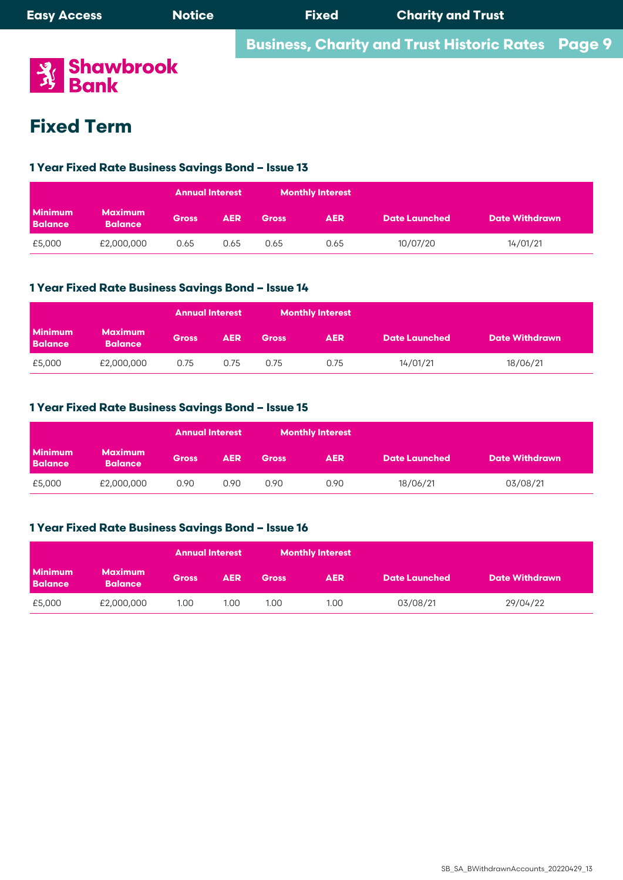# Fixed Term

### 1 Year Fixed Rate Business Savings Bond – Issue 13

| | | Annual Interest | | Monthly Interest | | | |
|---|---|---|---|---|---|---|---|
| Minimum Balance | Maximum Balance | Gross | AER | Gross | AER | Date Launched | Date Withdrawn |
| £5,000 | £2,000,000 | 0.65 | 0.65 | 0.65 | 0.65 | 10/07/20 | 14/01/21 |

### 1 Year Fixed Rate Business Savings Bond – Issue 14

| | | Annual Interest | | Monthly Interest | | | |
|---|---|---|---|---|---|---|---|
| Minimum Balance | Maximum Balance | Gross | AER | Gross | AER | Date Launched | Date Withdrawn |
| £5,000 | £2,000,000 | 0.75 | 0.75 | 0.75 | 0.75 | 14/01/21 | 18/06/21 |

### 1 Year Fixed Rate Business Savings Bond – Issue 15

| | | Annual Interest | | Monthly Interest | | | |
|---|---|---|---|---|---|---|---|
| Minimum Balance | Maximum Balance | Gross | AER | Gross | AER | Date Launched | Date Withdrawn |
| £5,000 | £2,000,000 | 0.90 | 0.90 | 0.90 | 0.90 | 18/06/21 | 03/08/21 |

### 1 Year Fixed Rate Business Savings Bond – Issue 16

| | | Annual Interest | | Monthly Interest | | | |
|---|---|---|---|---|---|---|---|
| Minimum Balance | Maximum Balance | Gross | AER | Gross | AER | Date Launched | Date Withdrawn |
| £5,000 | £2,000,000 | 1.00 | 1.00 | 1.00 | 1.00 | 03/08/21 | 29/04/22 |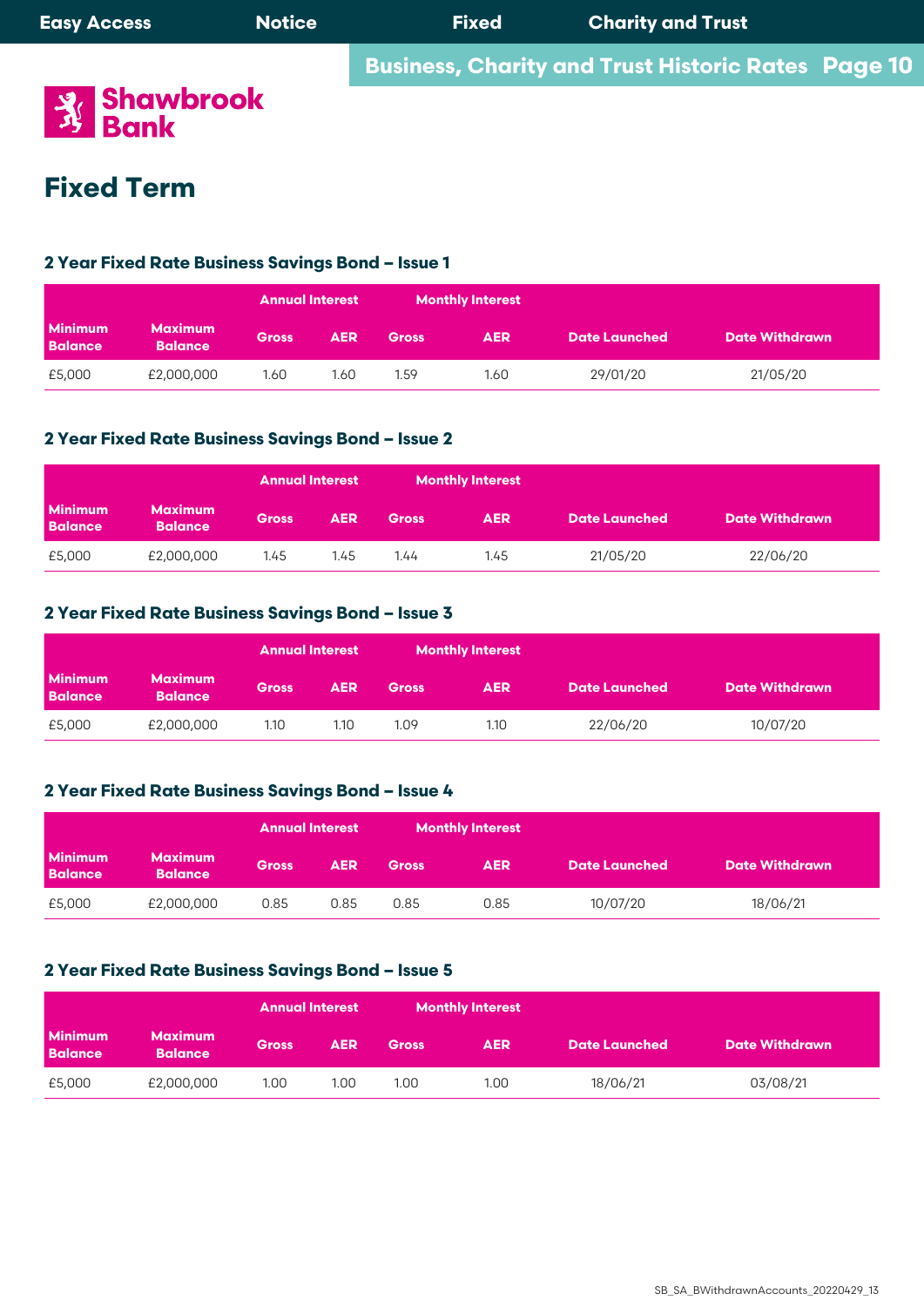# Fixed Term

### 2 Year Fixed Rate Business Savings Bond – Issue 1

| | | Annual Interest | | Monthly Interest | | | |
|---|---|---|---|---|---|---|---|
| Minimum Balance | Maximum Balance | Gross | AER | Gross | AER | Date Launched | Date Withdrawn |
| £5,000 | £2,000,000 | 1.60 | 1.60 | 1.59 | 1.60 | 29/01/20 | 21/05/20 |

### 2 Year Fixed Rate Business Savings Bond – Issue 2

| | | Annual Interest | | Monthly Interest | | | |
|---|---|---|---|---|---|---|---|
| Minimum Balance | Maximum Balance | Gross | AER | Gross | AER | Date Launched | Date Withdrawn |
| £5,000 | £2,000,000 | 1.45 | 1.45 | 1.44 | 1.45 | 21/05/20 | 22/06/20 |

### 2 Year Fixed Rate Business Savings Bond – Issue 3

| | | Annual Interest | | Monthly Interest | | | |
|---|---|---|---|---|---|---|---|
| Minimum Balance | Maximum Balance | Gross | AER | Gross | AER | Date Launched | Date Withdrawn |
| £5,000 | £2,000,000 | 1.10 | 1.10 | 1.09 | 1.10 | 22/06/20 | 10/07/20 |

### 2 Year Fixed Rate Business Savings Bond – Issue 4

| | | Annual Interest | | Monthly Interest | | | |
|---|---|---|---|---|---|---|---|
| Minimum Balance | Maximum Balance | Gross | AER | Gross | AER | Date Launched | Date Withdrawn |
| £5,000 | £2,000,000 | 0.85 | 0.85 | 0.85 | 0.85 | 10/07/20 | 18/06/21 |

### 2 Year Fixed Rate Business Savings Bond – Issue 5

| | | Annual Interest | | Monthly Interest | | | |
|---|---|---|---|---|---|---|---|
| Minimum Balance | Maximum Balance | Gross | AER | Gross | AER | Date Launched | Date Withdrawn |
| £5,000 | £2,000,000 | 1.00 | 1.00 | 1.00 | 1.00 | 18/06/21 | 03/08/21 |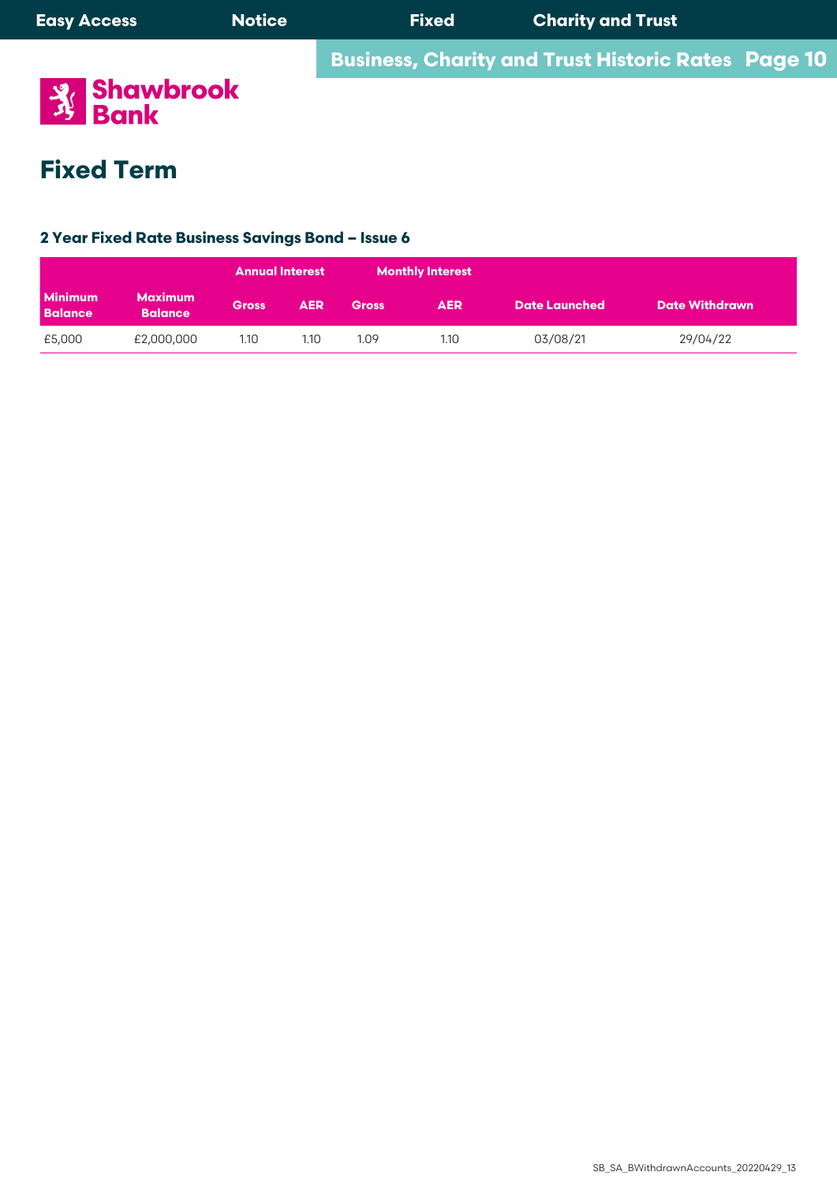# Fixed Term

### 2 Year Fixed Rate Business Savings Bond – Issue 6

| | | Annual Interest | | Monthly Interest | | | |
|---|---|---|---|---|---|---|---|
| Minimum Balance | Maximum Balance | Gross | AER | Gross | AER | Date Launched | Date Withdrawn |
| £5,000 | £2,000,000 | 1.10 | 1.10 | 1.09 | 1.10 | 03/08/21 | 29/04/22 |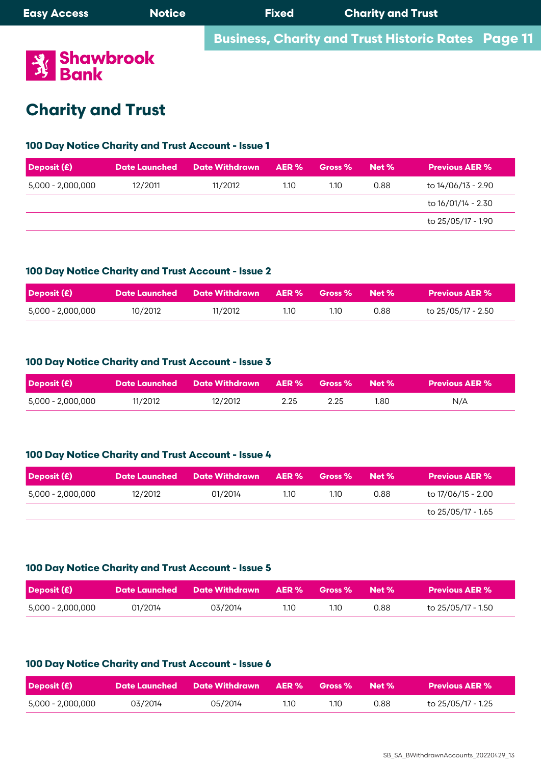# Charity and Trust

### 100 Day Notice Charity and Trust Account - Issue 1

| Deposit (£) | Date Launched | Date Withdrawn | AER % | Gross % | Net % | Previous AER % |
|---|---|---|---|---|---|---|
| 5,000 - 2,000,000 | 12/2011 | 11/2012 | 1.10 | 1.10 | 0.88 | to 14/06/13 - 2.90 |
| | | | | | | to 16/01/14 - 2.30 |
| | | | | | | to 25/05/17 - 1.90 |

### 100 Day Notice Charity and Trust Account - Issue 2

| Deposit (£) | Date Launched | Date Withdrawn | AER % | Gross % | Net % | Previous AER % |
|---|---|---|---|---|---|---|
| 5,000 - 2,000,000 | 10/2012 | 11/2012 | 1.10 | 1.10 | 0.88 | to 25/05/17 - 2.50 |

### 100 Day Notice Charity and Trust Account - Issue 3

| Deposit (£) | Date Launched | Date Withdrawn | AER % | Gross % | Net % | Previous AER % |
|---|---|---|---|---|---|---|
| 5,000 - 2,000,000 | 11/2012 | 12/2012 | 2.25 | 2.25 | 1.80 | N/A |

### 100 Day Notice Charity and Trust Account - Issue 4

| Deposit (£) | Date Launched | Date Withdrawn | AER % | Gross % | Net % | Previous AER % |
|---|---|---|---|---|---|---|
| 5,000 - 2,000,000 | 12/2012 | 01/2014 | 1.10 | 1.10 | 0.88 | to 17/06/15 - 2.00 |
| | | | | | | to 25/05/17 - 1.65 |

### 100 Day Notice Charity and Trust Account - Issue 5

| Deposit (£) | Date Launched | Date Withdrawn | AER % | Gross % | Net % | Previous AER % |
|---|---|---|---|---|---|---|
| 5,000 - 2,000,000 | 01/2014 | 03/2014 | 1.10 | 1.10 | 0.88 | to 25/05/17 - 1.50 |

### 100 Day Notice Charity and Trust Account - Issue 6

| Deposit (£) | Date Launched | Date Withdrawn | AER % | Gross % | Net % | Previous AER % |
|---|---|---|---|---|---|---|
| 5,000 - 2,000,000 | 03/2014 | 05/2014 | 1.10 | 1.10 | 0.88 | to 25/05/17 - 1.25 |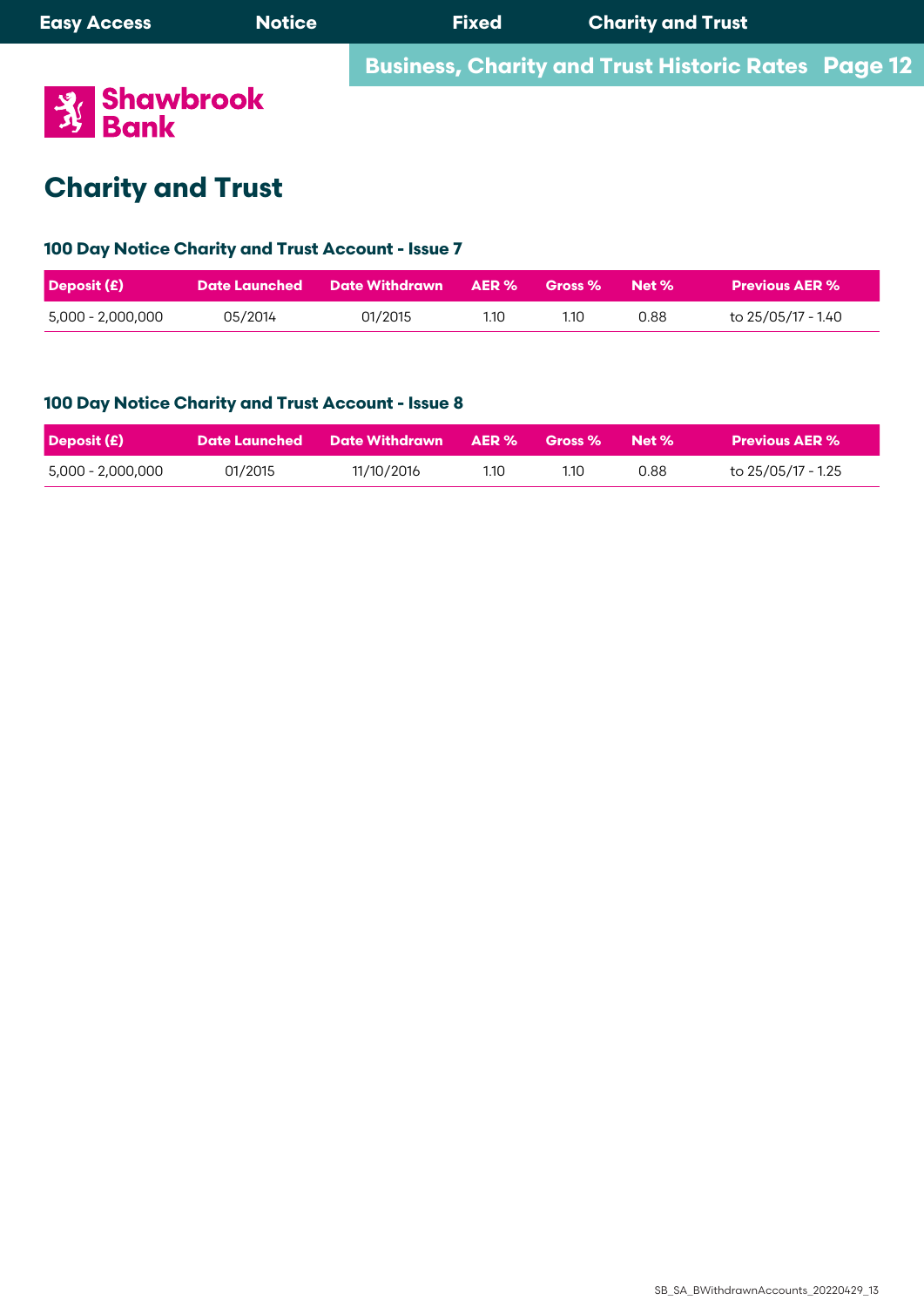# Charity and Trust

### 100 Day Notice Charity and Trust Account - Issue 7

| Deposit (£) | Date Launched | Date Withdrawn | AER % | Gross % | Net % | Previous AER % |
|---|---|---|---|---|---|---|
| 5,000 - 2,000,000 | 05/2014 | 01/2015 | 1.10 | 1.10 | 0.88 | to 25/05/17 - 1.40 |

### 100 Day Notice Charity and Trust Account - Issue 8

| Deposit (£) | Date Launched | Date Withdrawn | AER % | Gross % | Net % | Previous AER % |
|---|---|---|---|---|---|---|
| 5,000 - 2,000,000 | 01/2015 | 11/10/2016 | 1.10 | 1.10 | 0.88 | to 25/05/17 - 1.25 |